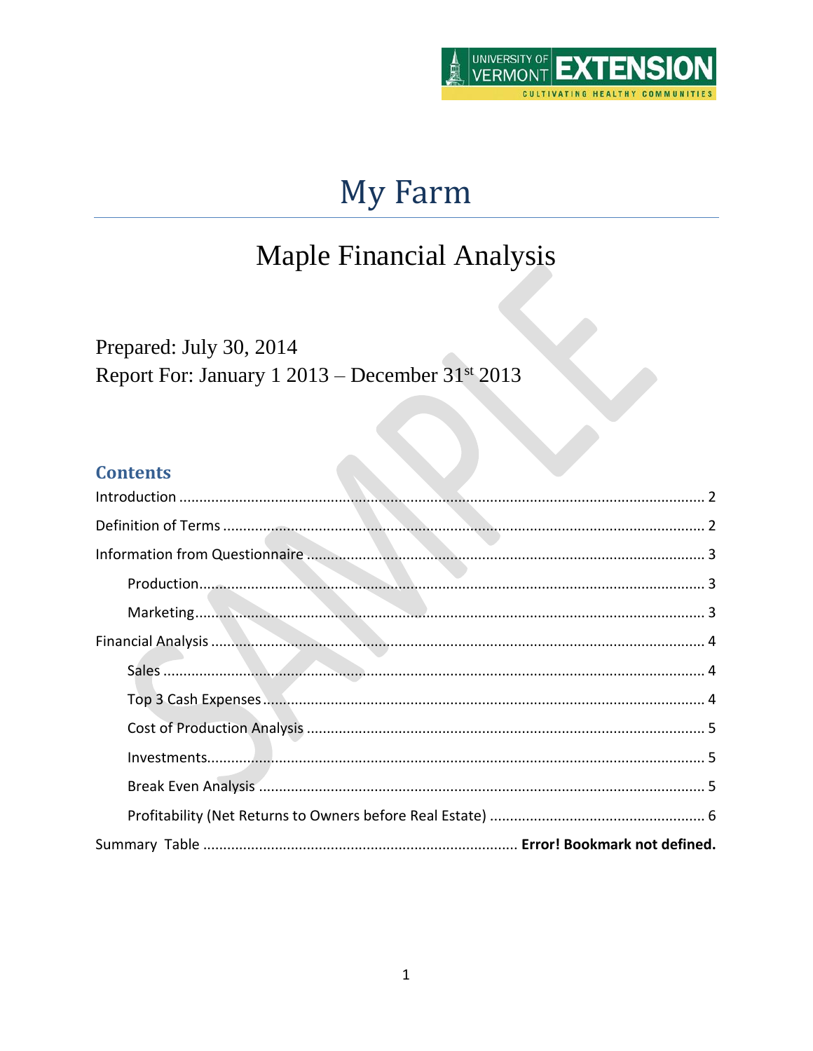# My Farm

## Maple Financial Analysis

Prepared: July 30, 2014
Report For: January 1 2013 – December 31st 2013

### Contents

Introduction .................................................................................................... 2

Definition of Terms .......................................................................................... 2

Information from Questionnaire ...................................................................... 3

- Production..................................................................................................... 3
- Marketing...................................................................................................... 3

Financial Analysis ............................................................................................ 4

- Sales ............................................................................................................. 4
- Top 3 Cash Expenses..................................................................................... 4
- Cost of Production Analysis .......................................................................... 5
- Investments................................................................................................... 5
- Break Even Analysis ...................................................................................... 5
- Profitability (Net Returns to Owners before Real Estate) ............................... 6

Summary Table ............................................................... **Error! Bookmark not defined.**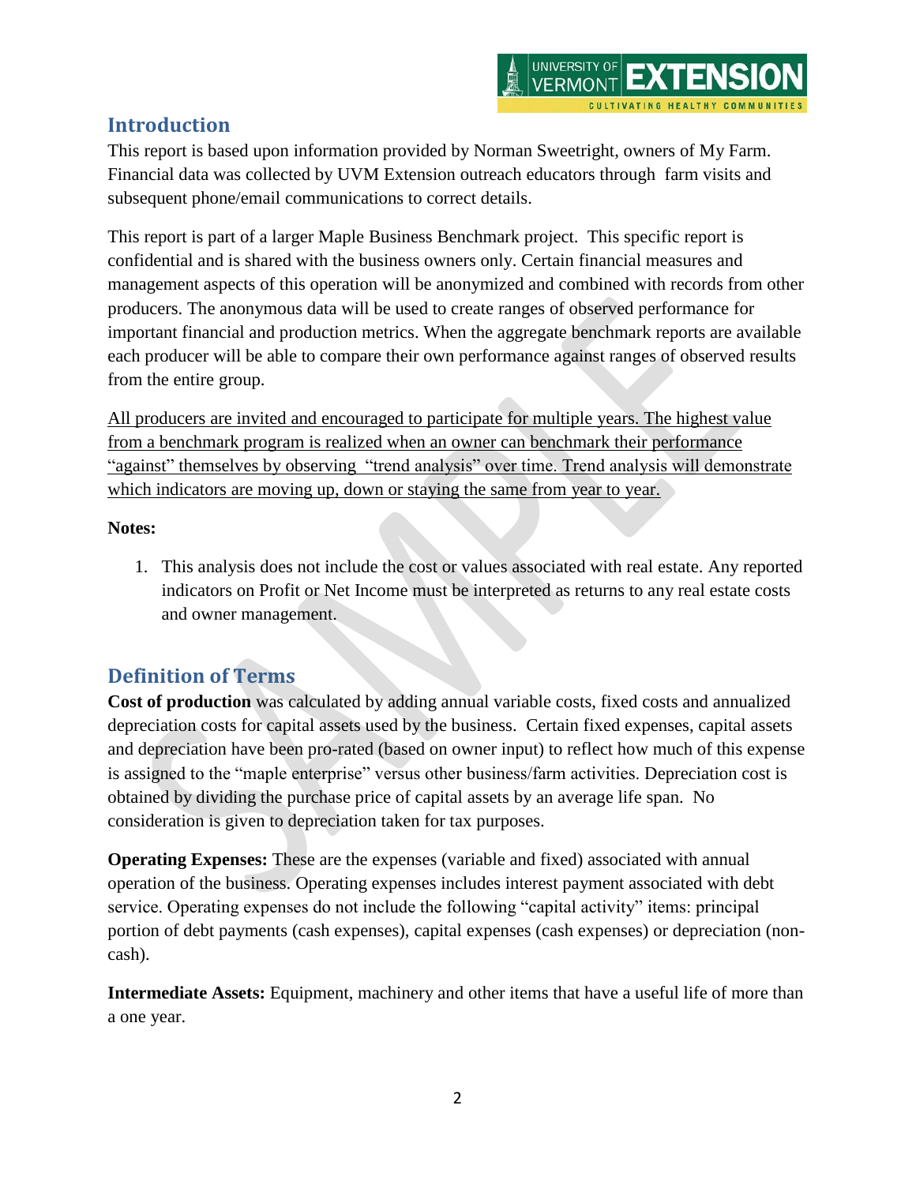## Introduction

This report is based upon information provided by Norman Sweetright, owners of My Farm. Financial data was collected by UVM Extension outreach educators through farm visits and subsequent phone/email communications to correct details.

This report is part of a larger Maple Business Benchmark project. This specific report is confidential and is shared with the business owners only. Certain financial measures and management aspects of this operation will be anonymized and combined with records from other producers. The anonymous data will be used to create ranges of observed performance for important financial and production metrics. When the aggregate benchmark reports are available each producer will be able to compare their own performance against ranges of observed results from the entire group.

<u>All producers are invited and encouraged to participate for multiple years. The highest value from a benchmark program is realized when an owner can benchmark their performance "against" themselves by observing "trend analysis" over time. Trend analysis will demonstrate which indicators are moving up, down or staying the same from year to year.</u>

**Notes:**

1. This analysis does not include the cost or values associated with real estate. Any reported indicators on Profit or Net Income must be interpreted as returns to any real estate costs and owner management.

## Definition of Terms

**Cost of production** was calculated by adding annual variable costs, fixed costs and annualized depreciation costs for capital assets used by the business. Certain fixed expenses, capital assets and depreciation have been pro-rated (based on owner input) to reflect how much of this expense is assigned to the "maple enterprise" versus other business/farm activities. Depreciation cost is obtained by dividing the purchase price of capital assets by an average life span. No consideration is given to depreciation taken for tax purposes.

**Operating Expenses:** These are the expenses (variable and fixed) associated with annual operation of the business. Operating expenses includes interest payment associated with debt service. Operating expenses do not include the following "capital activity" items: principal portion of debt payments (cash expenses), capital expenses (cash expenses) or depreciation (non-cash).

**Intermediate Assets:** Equipment, machinery and other items that have a useful life of more than a one year.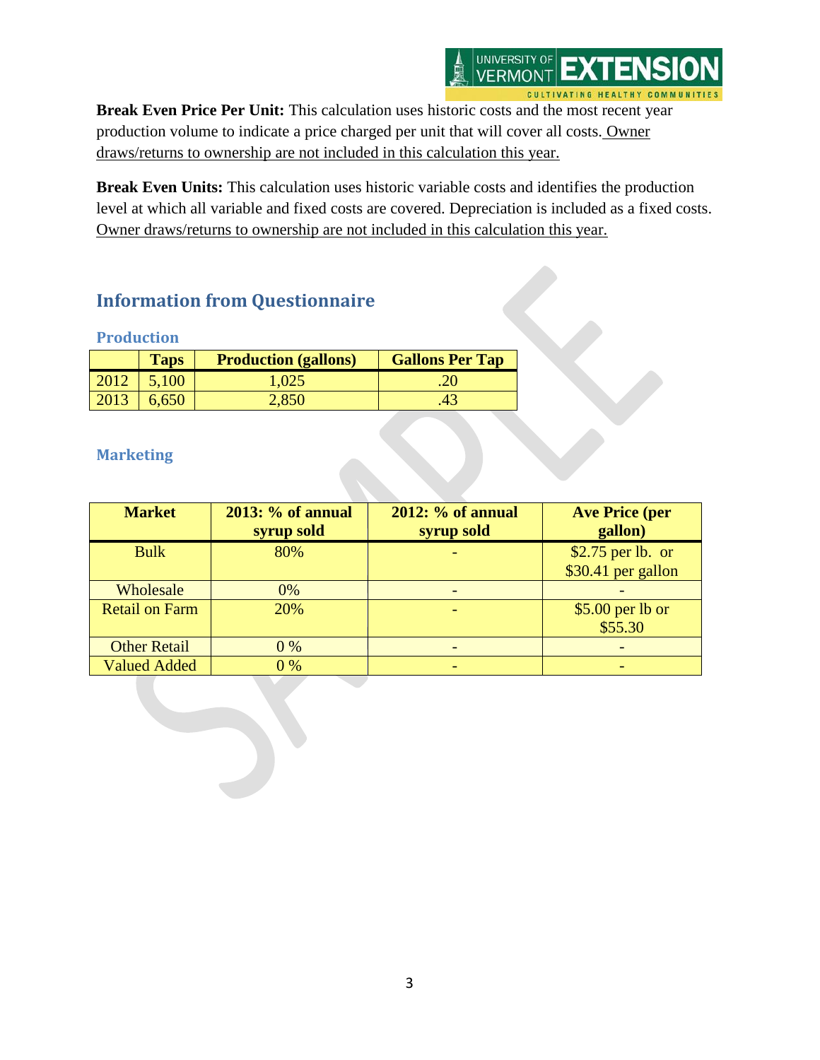**Break Even Price Per Unit:** This calculation uses historic costs and the most recent year production volume to indicate a price charged per unit that will cover all costs. Owner draws/returns to ownership are not included in this calculation this year.

**Break Even Units:** This calculation uses historic variable costs and identifies the production level at which all variable and fixed costs are covered. Depreciation is included as a fixed costs. Owner draws/returns to ownership are not included in this calculation this year.

## Information from Questionnaire

### Production

| | Taps | Production (gallons) | Gallons Per Tap |
|---|---|---|---|
| 2012 | 5,100 | 1,025 | .20 |
| 2013 | 6,650 | 2,850 | .43 |

### Marketing

| Market | 2013: % of annual syrup sold | 2012: % of annual syrup sold | Ave Price (per gallon) |
|---|---|---|---|
| Bulk | 80% | - | $2.75 per lb. or $30.41 per gallon |
| Wholesale | 0% | - | - |
| Retail on Farm | 20% | - | $5.00 per lb or $55.30 |
| Other Retail | 0 % | - | - |
| Valued Added | 0 % | - | - |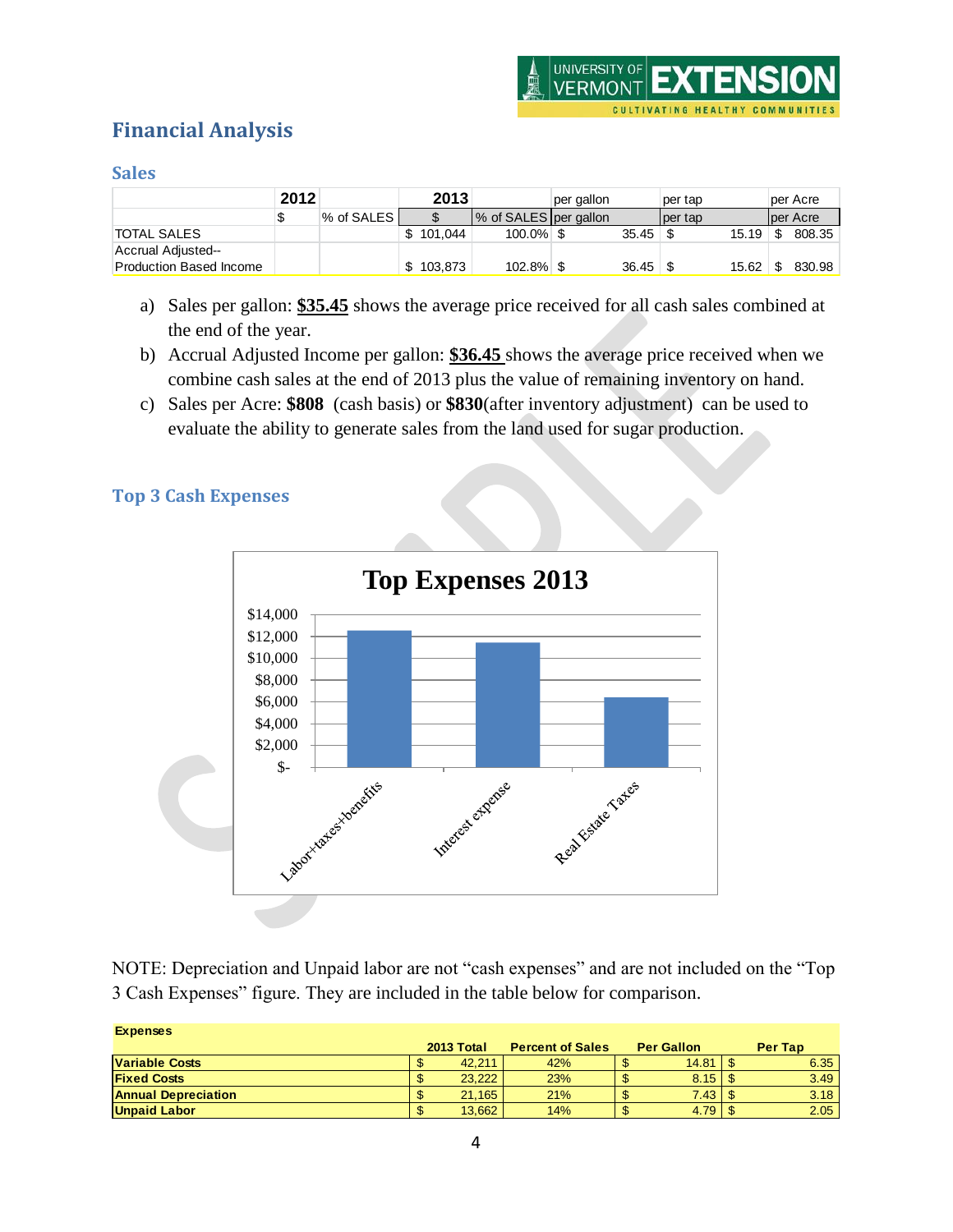## Financial Analysis

### Sales

| | 2012 | | 2013 | | per gallon | per tap | per Acre |
|---|---|---|---|---|---|---|---|
| | $ | % of SALES | $ | % of SALES | per gallon | per tap | per Acre |
| TOTAL SALES | | | $ 101,044 | 100.0% | $ 35.45 | $ 15.19 | $ 808.35 |
| Accrual Adjusted-- Production Based Income | | | $ 103,873 | 102.8% | $ 36.45 | $ 15.62 | $ 830.98 |

a) Sales per gallon: **$35.45** shows the average price received for all cash sales combined at the end of the year.

b) Accrual Adjusted Income per gallon: **$36.45** shows the average price received when we combine cash sales at the end of 2013 plus the value of remaining inventory on hand.

c) Sales per Acre: **$808** (cash basis) or **$830**(after inventory adjustment) can be used to evaluate the ability to generate sales from the land used for sugar production.

### Top 3 Cash Expenses

**Top Expenses 2013**

| Expense | Approx. Amount |
|---|---|
| Labor+taxes+benefits | ~$12,500 |
| Interest expense | ~$11,500 |
| Real Estate Taxes | ~$6,400 |

NOTE: Depreciation and Unpaid labor are not "cash expenses" and are not included on the "Top 3 Cash Expenses" figure. They are included in the table below for comparison.

| Expenses | 2013 Total | Percent of Sales | Per Gallon | Per Tap |
|---|---|---|---|---|
| **Variable Costs** | $ 42,211 | 42% | $ 14.81 | $ 6.35 |
| **Fixed Costs** | $ 23,222 | 23% | $ 8.15 | $ 3.49 |
| **Annual Depreciation** | $ 21,165 | 21% | $ 7.43 | $ 3.18 |
| **Unpaid Labor** | $ 13,662 | 14% | $ 4.79 | $ 2.05 |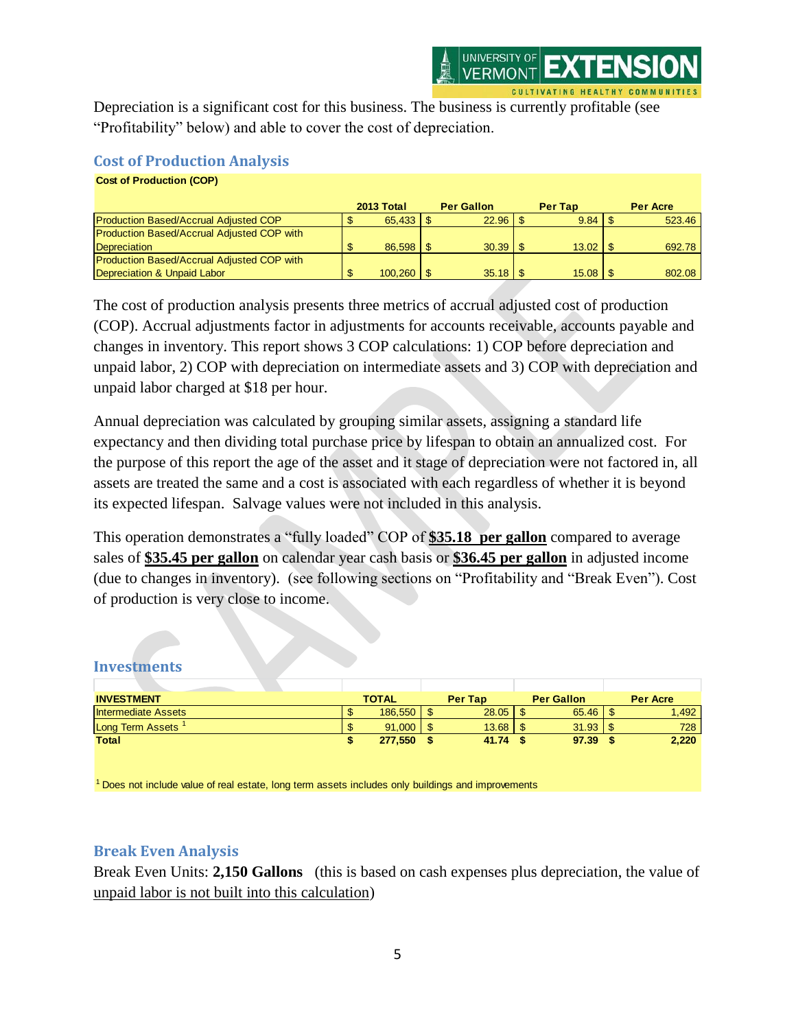Depreciation is a significant cost for this business. The business is currently profitable (see “Profitability” below) and able to cover the cost of depreciation.

## Cost of Production Analysis

**Cost of Production (COP)**

| | 2013 Total | Per Gallon | Per Tap | Per Acre |
|---|---|---|---|---|
| Production Based/Accrual Adjusted COP | $ 65,433 | $ 22.96 | $ 9.84 | $ 523.46 |
| Production Based/Accrual Adjusted COP with Depreciation | $ 86,598 | $ 30.39 | $ 13.02 | $ 692.78 |
| Production Based/Accrual Adjusted COP with Depreciation & Unpaid Labor | $ 100,260 | $ 35.18 | $ 15.08 | $ 802.08 |

The cost of production analysis presents three metrics of accrual adjusted cost of production (COP). Accrual adjustments factor in adjustments for accounts receivable, accounts payable and changes in inventory. This report shows 3 COP calculations: 1) COP before depreciation and unpaid labor, 2) COP with depreciation on intermediate assets and 3) COP with depreciation and unpaid labor charged at $18 per hour.

Annual depreciation was calculated by grouping similar assets, assigning a standard life expectancy and then dividing total purchase price by lifespan to obtain an annualized cost. For the purpose of this report the age of the asset and it stage of depreciation were not factored in, all assets are treated the same and a cost is associated with each regardless of whether it is beyond its expected lifespan. Salvage values were not included in this analysis.

This operation demonstrates a “fully loaded” COP of **$35.18 per gallon** compared to average sales of **$35.45 per gallon** on calendar year cash basis or **$36.45 per gallon** in adjusted income (due to changes in inventory). (see following sections on “Profitability and “Break Even”). Cost of production is very close to income.

## Investments

| INVESTMENT | TOTAL | Per Tap | Per Gallon | Per Acre |
|---|---|---|---|---|
| Intermediate Assets | $ 186,550 | $ 28.05 | $ 65.46 | $ 1,492 |
| Long Term Assets [1] | $ 91,000 | $ 13.68 | $ 31.93 | $ 728 |
| **Total** | **$ 277,550** | **$ 41.74** | **$ 97.39** | **$ 2,220** |

[1] Does not include value of real estate, long term assets includes only buildings and improvements

## Break Even Analysis

Break Even Units: **2,150 Gallons** (this is based on cash expenses plus depreciation, the value of unpaid labor is not built into this calculation)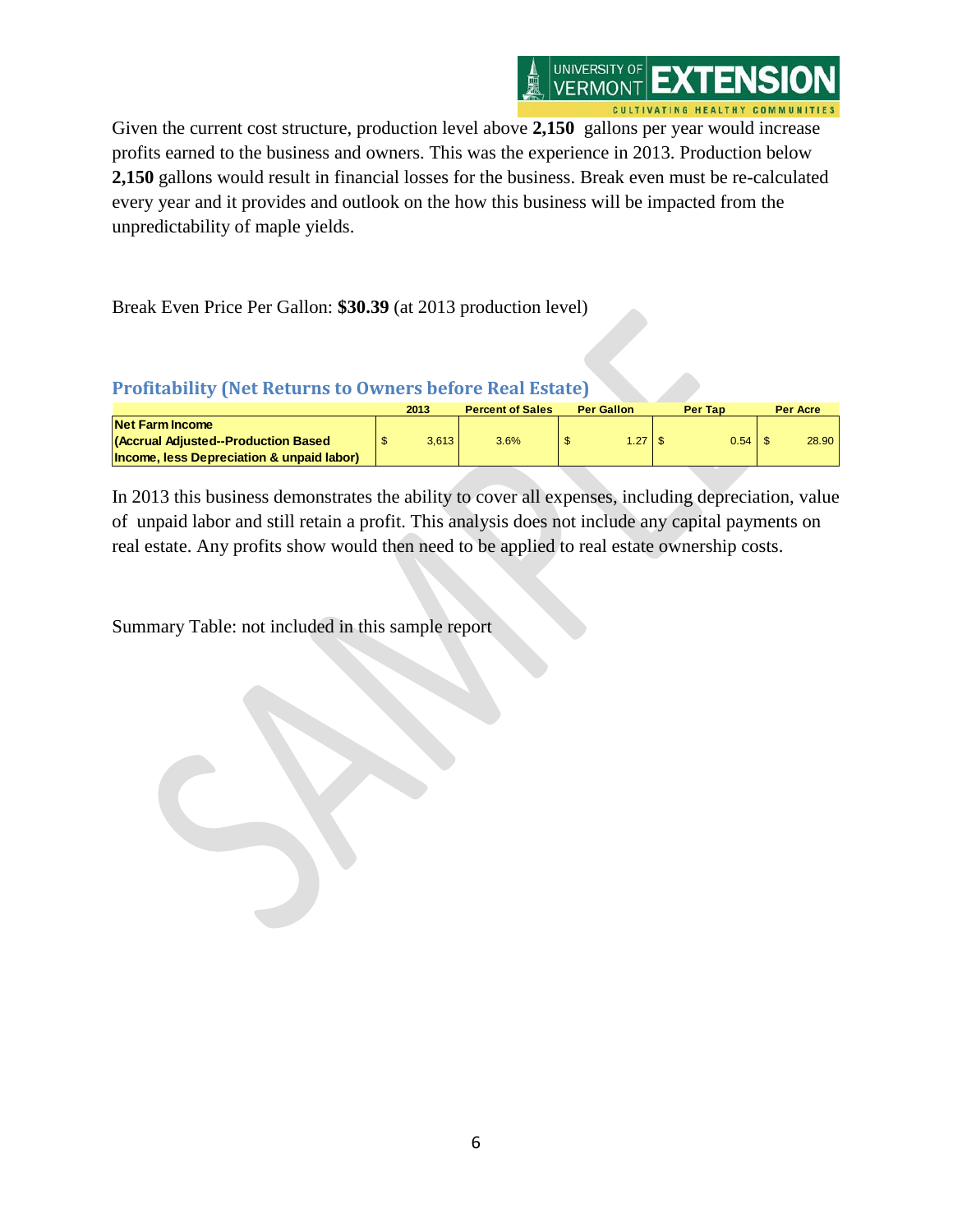Given the current cost structure, production level above **2,150** gallons per year would increase profits earned to the business and owners. This was the experience in 2013. Production below **2,150** gallons would result in financial losses for the business. Break even must be re-calculated every year and it provides and outlook on the how this business will be impacted from the unpredictability of maple yields.

Break Even Price Per Gallon: **$30.39** (at 2013 production level)

## Profitability (Net Returns to Owners before Real Estate)

| | 2013 | Percent of Sales | Per Gallon | Per Tap | Per Acre |
|---|---|---|---|---|---|
| **Net Farm Income (Accrual Adjusted--Production Based Income, less Depreciation & unpaid labor)** | $ 3,613 | 3.6% | $ 1.27 | $ 0.54 | $ 28.90 |

In 2013 this business demonstrates the ability to cover all expenses, including depreciation, value of unpaid labor and still retain a profit. This analysis does not include any capital payments on real estate. Any profits show would then need to be applied to real estate ownership costs.

Summary Table: not included in this sample report